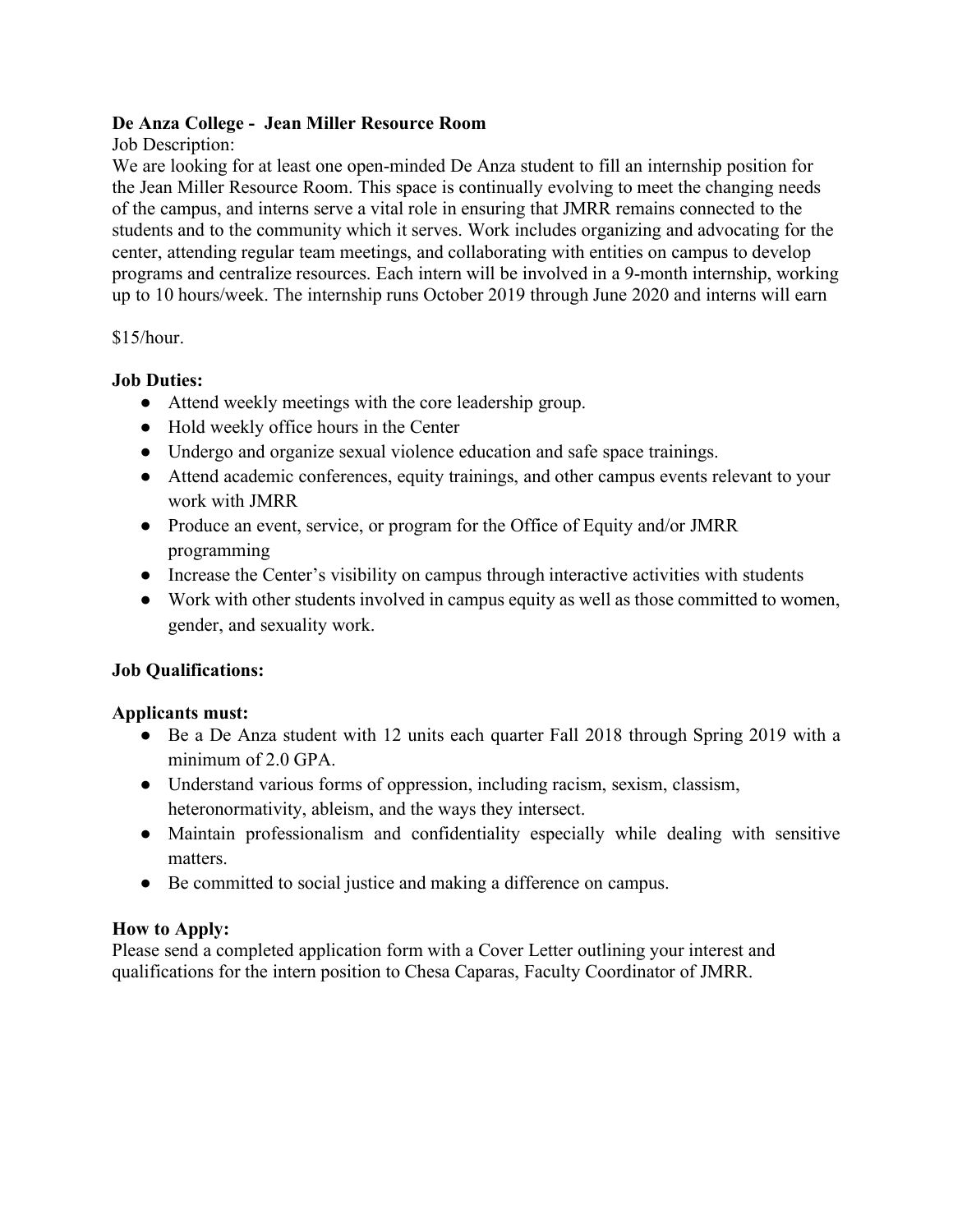**De Anza College - Jean Miller Resource Room**

Job Description:

We are looking for at least one open-minded De Anza student to fill an internship position for the Jean Miller Resource Room. This space is continually evolving to meet the changing needs of the campus, and interns serve a vital role in ensuring that JMRR remains connected to the students and to the community which it serves. Work includes organizing and advocating for the center, attending regular team meetings, and collaborating with entities on campus to develop programs and centralize resources. Each intern will be involved in a 9-month internship, working up to 10 hours/week. The internship runs October 2019 through June 2020 and interns will earn

$15/hour.

**Job Duties:**

- Attend weekly meetings with the core leadership group.
- Hold weekly office hours in the Center
- Undergo and organize sexual violence education and safe space trainings.
- Attend academic conferences, equity trainings, and other campus events relevant to your work with JMRR
- Produce an event, service, or program for the Office of Equity and/or JMRR programming
- Increase the Center's visibility on campus through interactive activities with students
- Work with other students involved in campus equity as well as those committed to women, gender, and sexuality work.

**Job Qualifications:**

**Applicants must:**

- Be a De Anza student with 12 units each quarter Fall 2018 through Spring 2019 with a minimum of 2.0 GPA.
- Understand various forms of oppression, including racism, sexism, classism, heteronormativity, ableism, and the ways they intersect.
- Maintain professionalism and confidentiality especially while dealing with sensitive matters.
- Be committed to social justice and making a difference on campus.

**How to Apply:**

Please send a completed application form with a Cover Letter outlining your interest and qualifications for the intern position to Chesa Caparas, Faculty Coordinator of JMRR.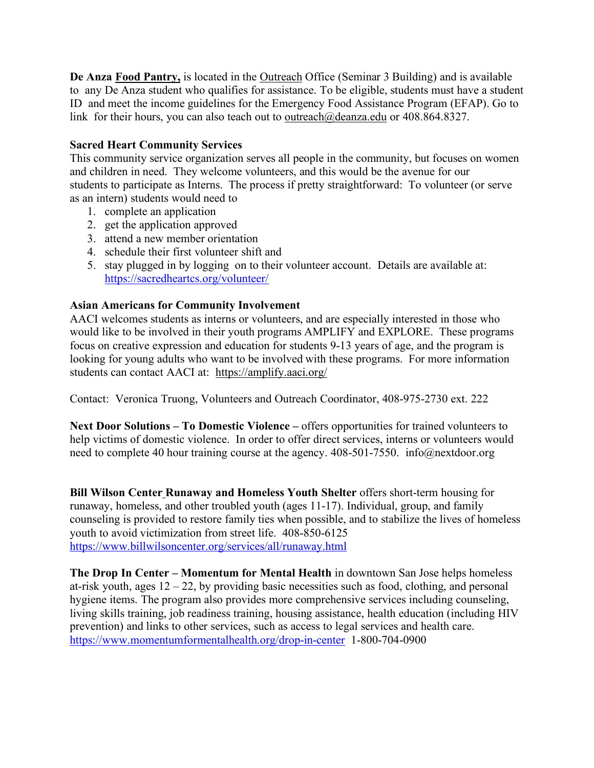**De Anza Food Pantry,** is located in the Outreach Office (Seminar 3 Building) and is available to any De Anza student who qualifies for assistance. To be eligible, students must have a student ID and meet the income guidelines for the Emergency Food Assistance Program (EFAP). Go to link for their hours, you can also teach out to outreach@deanza.edu or 408.864.8327.

**Sacred Heart Community Services**
This community service organization serves all people in the community, but focuses on women and children in need. They welcome volunteers, and this would be the avenue for our students to participate as Interns. The process if pretty straightforward: To volunteer (or serve as an intern) students would need to

1. complete an application
2. get the application approved
3. attend a new member orientation
4. schedule their first volunteer shift and
5. stay plugged in by logging on to their volunteer account. Details are available at: https://sacredheartcs.org/volunteer/

**Asian Americans for Community Involvement**
AACI welcomes students as interns or volunteers, and are especially interested in those who would like to be involved in their youth programs AMPLIFY and EXPLORE. These programs focus on creative expression and education for students 9-13 years of age, and the program is looking for young adults who want to be involved with these programs. For more information students can contact AACI at: https://amplify.aaci.org/

Contact: Veronica Truong, Volunteers and Outreach Coordinator, 408-975-2730 ext. 222

**Next Door Solutions – To Domestic Violence –** offers opportunities for trained volunteers to help victims of domestic violence. In order to offer direct services, interns or volunteers would need to complete 40 hour training course at the agency. 408-501-7550. info@nextdoor.org

**Bill Wilson Center Runaway and Homeless Youth Shelter** offers short-term housing for runaway, homeless, and other troubled youth (ages 11-17). Individual, group, and family counseling is provided to restore family ties when possible, and to stabilize the lives of homeless youth to avoid victimization from street life. 408-850-6125
https://www.billwilsoncenter.org/services/all/runaway.html

**The Drop In Center – Momentum for Mental Health** in downtown San Jose helps homeless at-risk youth, ages 12 – 22, by providing basic necessities such as food, clothing, and personal hygiene items. The program also provides more comprehensive services including counseling, living skills training, job readiness training, housing assistance, health education (including HIV prevention) and links to other services, such as access to legal services and health care. https://www.momentumformentalhealth.org/drop-in-center 1-800-704-0900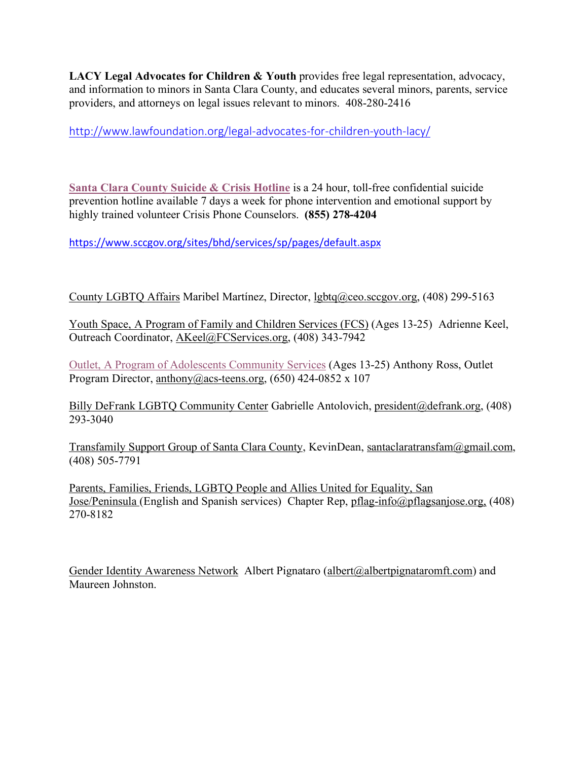**LACY Legal Advocates for Children & Youth** provides free legal representation, advocacy, and information to minors in Santa Clara County, and educates several minors, parents, service providers, and attorneys on legal issues relevant to minors. 408-280-2416

http://www.lawfoundation.org/legal-advocates-for-children-youth-lacy/

**Santa Clara County Suicide & Crisis Hotline** is a 24 hour, toll-free confidential suicide prevention hotline available 7 days a week for phone intervention and emotional support by highly trained volunteer Crisis Phone Counselors. **(855) 278-4204**

https://www.sccgov.org/sites/bhd/services/sp/pages/default.aspx

County LGBTQ Affairs Maribel Martínez, Director, lgbtq@ceo.sccgov.org, (408) 299-5163

Youth Space, A Program of Family and Children Services (FCS) (Ages 13-25) Adrienne Keel, Outreach Coordinator, AKeel@FCServices.org, (408) 343-7942

Outlet, A Program of Adolescents Community Services (Ages 13-25) Anthony Ross, Outlet Program Director, anthony@acs-teens.org, (650) 424-0852 x 107

Billy DeFrank LGBTQ Community Center Gabrielle Antolovich, president@defrank.org, (408) 293-3040

Transfamily Support Group of Santa Clara County, KevinDean, santaclaratransfam@gmail.com, (408) 505-7791

Parents, Families, Friends, LGBTQ People and Allies United for Equality, San Jose/Peninsula (English and Spanish services) Chapter Rep, pflag-info@pflagsanjose.org, (408) 270-8182

Gender Identity Awareness Network Albert Pignataro (albert@albertpignataromft.com) and Maureen Johnston.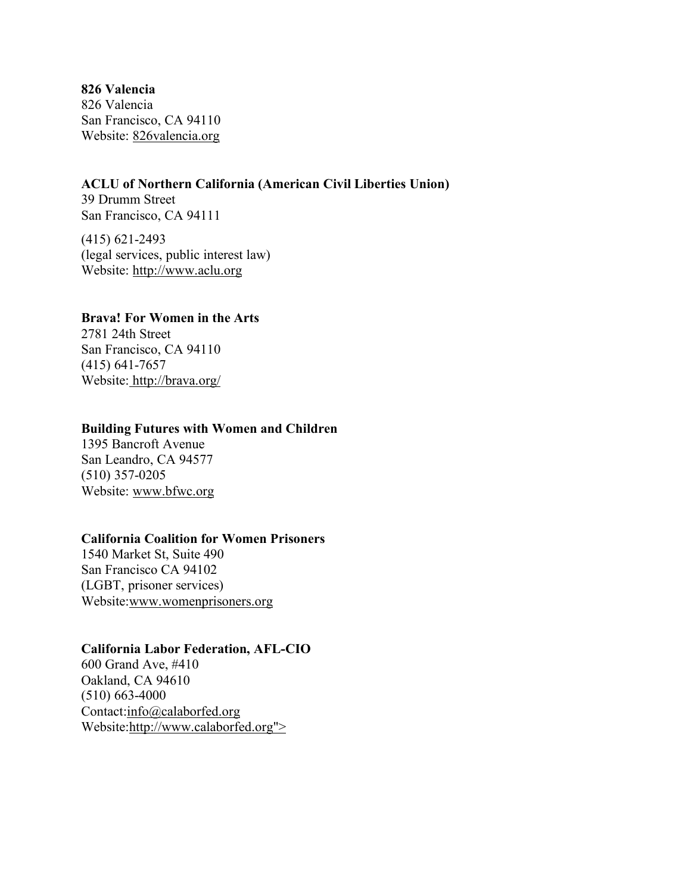**826 Valencia**
826 Valencia
San Francisco, CA 94110
Website: 826valencia.org

**ACLU of Northern California (American Civil Liberties Union)**
39 Drumm Street
San Francisco, CA 94111

(415) 621-2493
(legal services, public interest law)
Website: http://www.aclu.org

**Brava! For Women in the Arts**
2781 24th Street
San Francisco, CA 94110
(415) 641-7657
Website: http://brava.org/

**Building Futures with Women and Children**
1395 Bancroft Avenue
San Leandro, CA 94577
(510) 357-0205
Website: www.bfwc.org

**California Coalition for Women Prisoners**
1540 Market St, Suite 490
San Francisco CA 94102
(LGBT, prisoner services)
Website:www.womenprisoners.org

**California Labor Federation, AFL-CIO**
600 Grand Ave, #410
Oakland, CA 94610
(510) 663-4000
Contact:info@calaborfed.org
Website:http://www.calaborfed.org">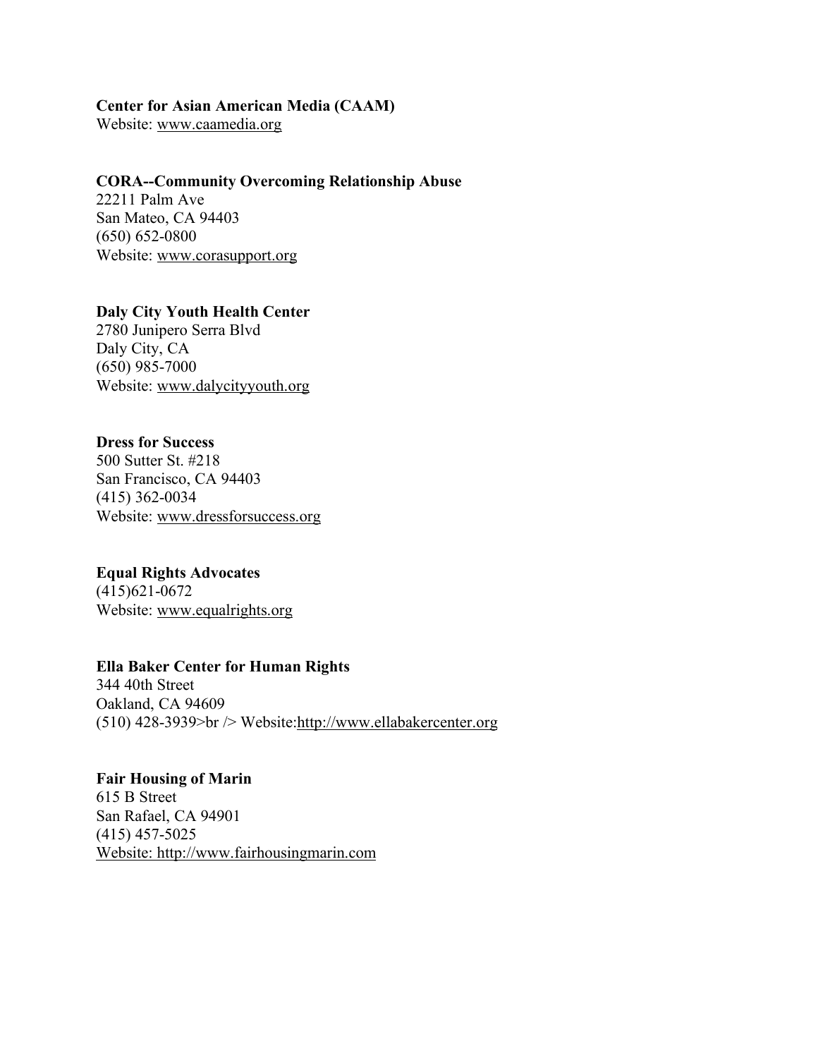**Center for Asian American Media (CAAM)**
Website: www.caamedia.org

**CORA--Community Overcoming Relationship Abuse**
22211 Palm Ave
San Mateo, CA 94403
(650) 652-0800
Website: www.corasupport.org

**Daly City Youth Health Center**
2780 Junipero Serra Blvd
Daly City, CA
(650) 985-7000
Website: www.dalycityyouth.org

**Dress for Success**
500 Sutter St. #218
San Francisco, CA 94403
(415) 362-0034
Website: www.dressforsuccess.org

**Equal Rights Advocates**
(415)621-0672
Website: www.equalrights.org

**Ella Baker Center for Human Rights**
344 40th Street
Oakland, CA 94609
(510) 428-3939>br /> Website:http://www.ellabakercenter.org

**Fair Housing of Marin**
615 B Street
San Rafael, CA 94901
(415) 457-5025
Website: http://www.fairhousingmarin.com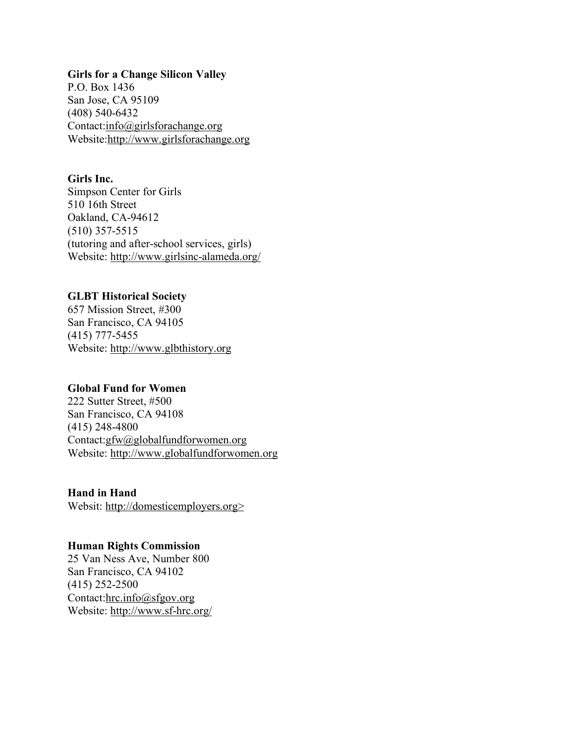**Girls for a Change Silicon Valley**
P.O. Box 1436
San Jose, CA 95109
(408) 540-6432
Contact:info@girlsforachange.org
Website:http://www.girlsforachange.org

**Girls Inc.**
Simpson Center for Girls
510 16th Street
Oakland, CA-94612
(510) 357-5515
(tutoring and after-school services, girls)
Website: http://www.girlsinc-alameda.org/

**GLBT Historical Society**
657 Mission Street, #300
San Francisco, CA 94105
(415) 777-5455
Website: http://www.glbthistory.org

**Global Fund for Women**
222 Sutter Street, #500
San Francisco, CA 94108
(415) 248-4800
Contact:gfw@globalfundforwomen.org
Website: http://www.globalfundforwomen.org

**Hand in Hand**
Websit: http://domesticemployers.org>

**Human Rights Commission**
25 Van Ness Ave, Number 800
San Francisco, CA 94102
(415) 252-2500
Contact:hrc.info@sfgov.org
Website: http://www.sf-hrc.org/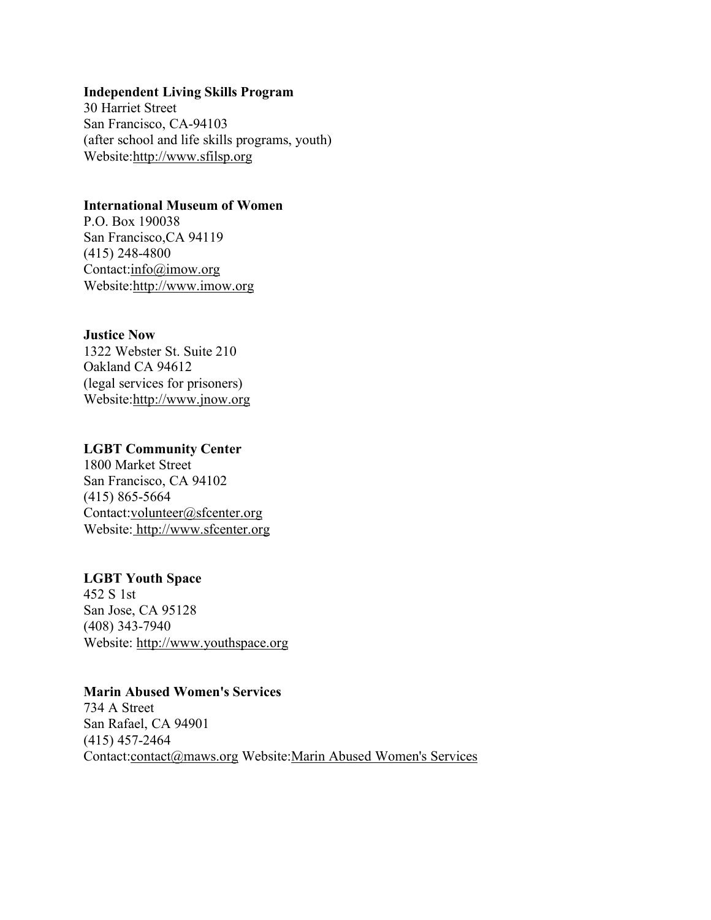**Independent Living Skills Program**
30 Harriet Street
San Francisco, CA-94103
(after school and life skills programs, youth)
Website:http://www.sfilsp.org

**International Museum of Women**
P.O. Box 190038
San Francisco,CA 94119
(415) 248-4800
Contact:info@imow.org
Website:http://www.imow.org

**Justice Now**
1322 Webster St. Suite 210
Oakland CA 94612
(legal services for prisoners)
Website:http://www.jnow.org

**LGBT Community Center**
1800 Market Street
San Francisco, CA 94102
(415) 865-5664
Contact:volunteer@sfcenter.org
Website: http://www.sfcenter.org

**LGBT Youth Space**
452 S 1st
San Jose, CA 95128
(408) 343-7940
Website: http://www.youthspace.org

**Marin Abused Women's Services**
734 A Street
San Rafael, CA 94901
(415) 457-2464
Contact:contact@maws.org Website:Marin Abused Women's Services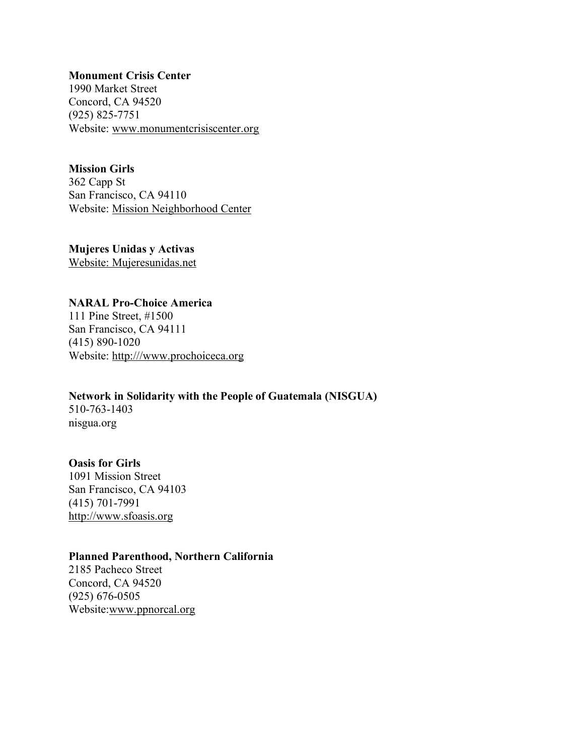**Monument Crisis Center**
1990 Market Street
Concord, CA 94520
(925) 825-7751
Website: www.monumentcrisiscenter.org

**Mission Girls**
362 Capp St
San Francisco, CA 94110
Website: Mission Neighborhood Center

**Mujeres Unidas y Activas**
Website: Mujeresunidas.net

**NARAL Pro-Choice America**
111 Pine Street, #1500
San Francisco, CA 94111
(415) 890-1020
Website: http:///www.prochoiceca.org

**Network in Solidarity with the People of Guatemala (NISGUA)**
510-763-1403
nisgua.org

**Oasis for Girls**
1091 Mission Street
San Francisco, CA 94103
(415) 701-7991
http://www.sfoasis.org

**Planned Parenthood, Northern California**
2185 Pacheco Street
Concord, CA 94520
(925) 676-0505
Website:www.ppnorcal.org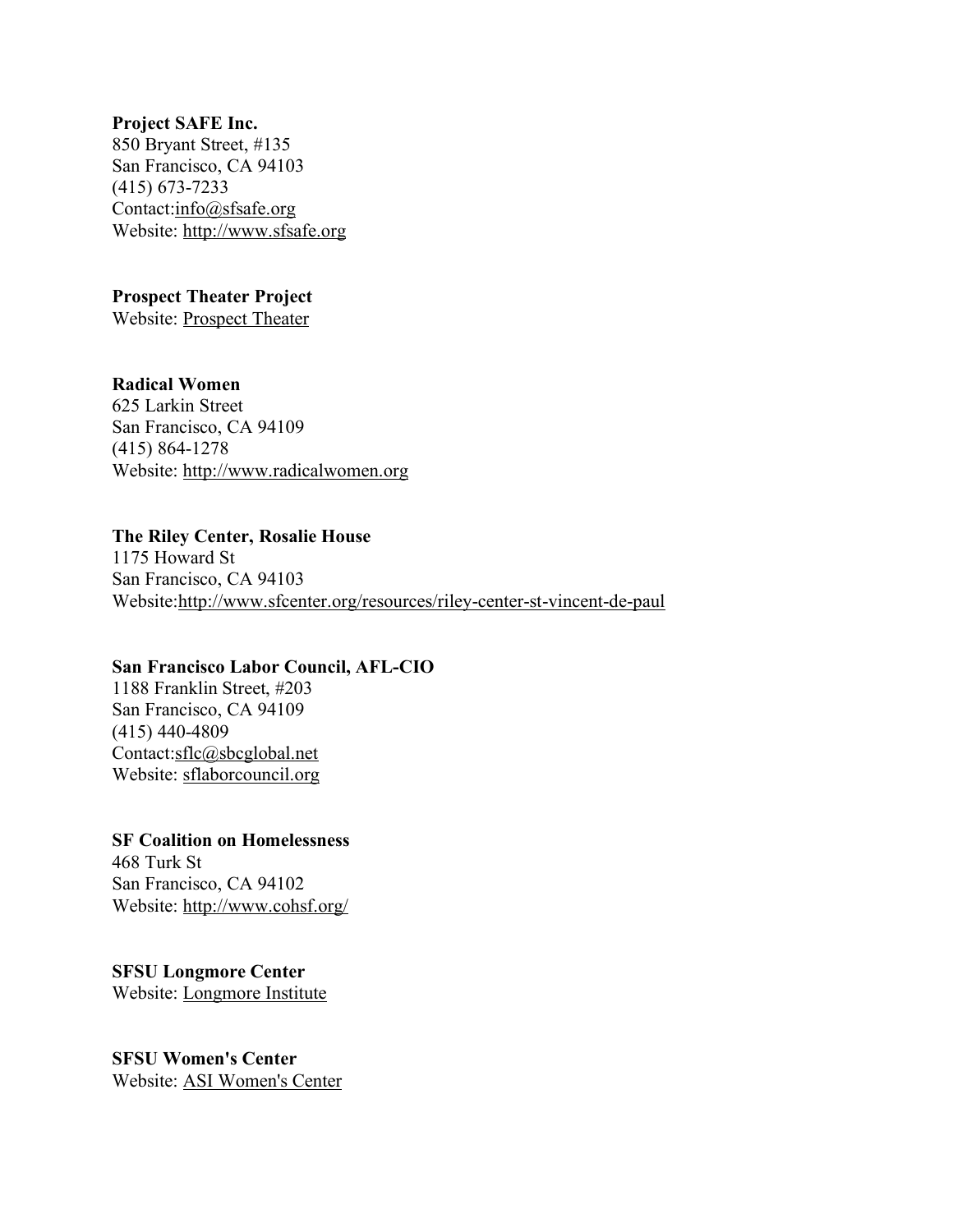**Project SAFE Inc.**
850 Bryant Street, #135
San Francisco, CA 94103
(415) 673-7233
Contact:info@sfsafe.org
Website: http://www.sfsafe.org

**Prospect Theater Project**
Website: Prospect Theater

**Radical Women**
625 Larkin Street
San Francisco, CA 94109
(415) 864-1278
Website: http://www.radicalwomen.org

**The Riley Center, Rosalie House**
1175 Howard St
San Francisco, CA 94103
Website:http://www.sfcenter.org/resources/riley-center-st-vincent-de-paul

**San Francisco Labor Council, AFL-CIO**
1188 Franklin Street, #203
San Francisco, CA 94109
(415) 440-4809
Contact:sflc@sbcglobal.net
Website: sflaborcouncil.org

**SF Coalition on Homelessness**
468 Turk St
San Francisco, CA 94102
Website: http://www.cohsf.org/

**SFSU Longmore Center**
Website: Longmore Institute

**SFSU Women's Center**
Website: ASI Women's Center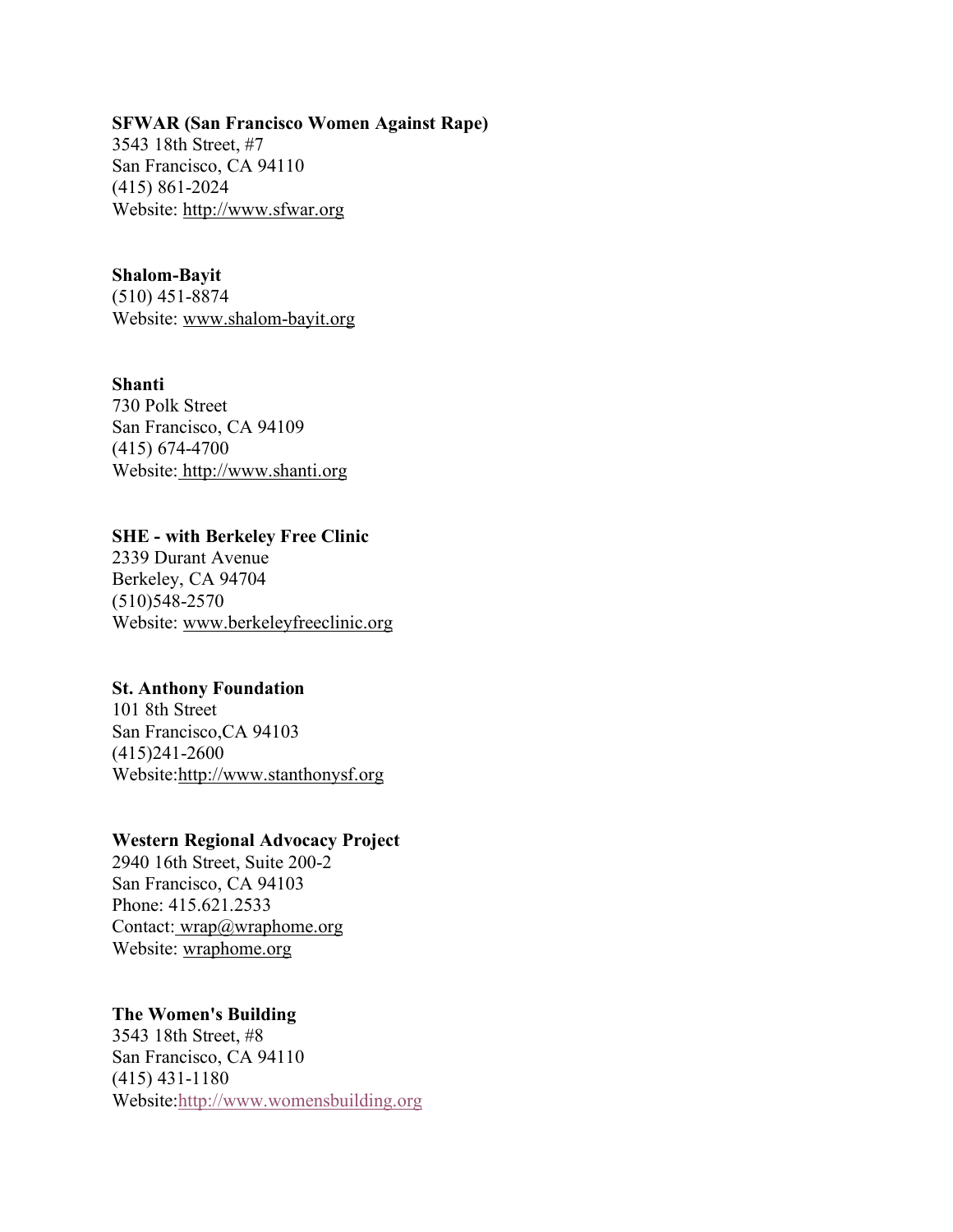**SFWAR (San Francisco Women Against Rape)**
3543 18th Street, #7
San Francisco, CA 94110
(415) 861-2024
Website: http://www.sfwar.org

**Shalom-Bayit**
(510) 451-8874
Website: www.shalom-bayit.org

**Shanti**
730 Polk Street
San Francisco, CA 94109
(415) 674-4700
Website: http://www.shanti.org

**SHE - with Berkeley Free Clinic**
2339 Durant Avenue
Berkeley, CA 94704
(510)548-2570
Website: www.berkeleyfreeclinic.org

**St. Anthony Foundation**
101 8th Street
San Francisco,CA 94103
(415)241-2600
Website:http://www.stanthonysf.org

**Western Regional Advocacy Project**
2940 16th Street, Suite 200-2
San Francisco, CA 94103
Phone: 415.621.2533
Contact: wrap@wraphome.org
Website: wraphome.org

**The Women's Building**
3543 18th Street, #8
San Francisco, CA 94110
(415) 431-1180
Website:http://www.womensbuilding.org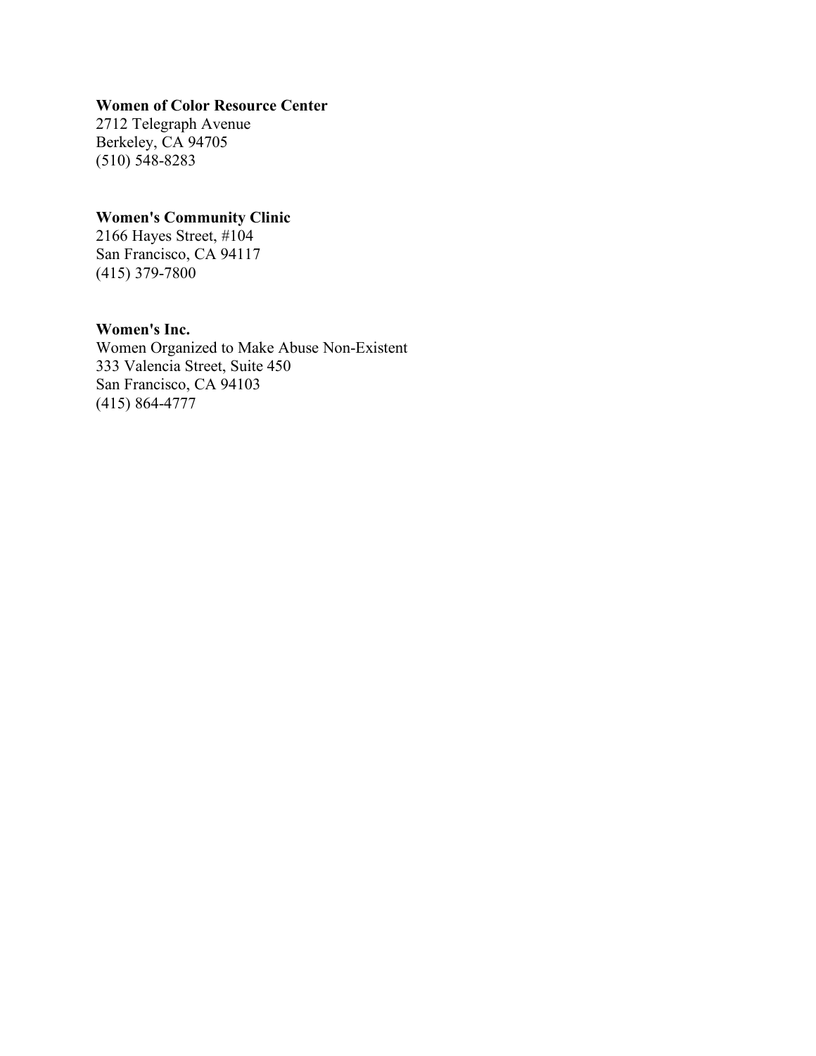**Women of Color Resource Center**
2712 Telegraph Avenue
Berkeley, CA 94705
(510) 548-8283

**Women's Community Clinic**
2166 Hayes Street, #104
San Francisco, CA 94117
(415) 379-7800

**Women's Inc.**
Women Organized to Make Abuse Non-Existent
333 Valencia Street, Suite 450
San Francisco, CA 94103
(415) 864-4777